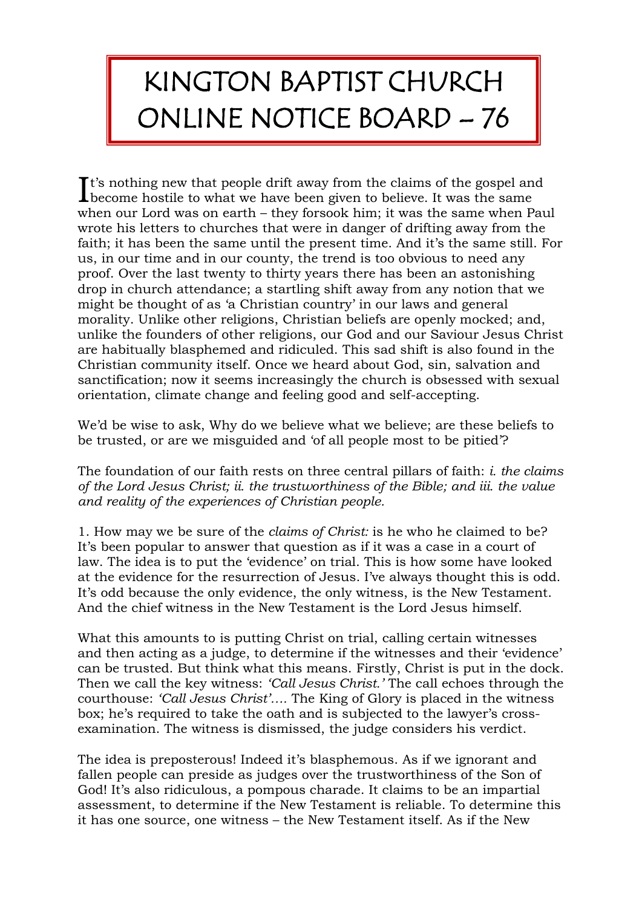# KINGTON BAPTIST CHURCH ONLINE NOTICE BOARD – 76

It's nothing new that people drift away from the claims of the gospel and become hostile to what we have been given to believe. It was the same when our Lord was on earth – they forsook him; it was the same when Paul wrote his letters to churches that were in danger of drifting away from the faith; it has been the same until the present time. And it's the same still. For us, in our time and in our county, the trend is too obvious to need any proof. Over the last twenty to thirty years there has been an astonishing drop in church attendance; a startling shift away from any notion that we might be thought of as 'a Christian country' in our laws and general morality. Unlike other religions, Christian beliefs are openly mocked; and, unlike the founders of other religions, our God and our Saviour Jesus Christ are habitually blasphemed and ridiculed. This sad shift is also found in the Christian community itself. Once we heard about God, sin, salvation and sanctification; now it seems increasingly the church is obsessed with sexual orientation, climate change and feeling good and self-accepting.

We'd be wise to ask, Why do we believe what we believe; are these beliefs to be trusted, or are we misguided and 'of all people most to be pitied'?

The foundation of our faith rests on three central pillars of faith: *i. the claims of the Lord Jesus Christ; ii. the trustworthiness of the Bible; and iii. the value and reality of the experiences of Christian people.*

1. How may we be sure of the *claims of Christ:* is he who he claimed to be? It's been popular to answer that question as if it was a case in a court of law. The idea is to put the 'evidence' on trial. This is how some have looked at the evidence for the resurrection of Jesus. I've always thought this is odd. It's odd because the only evidence, the only witness, is the New Testament. And the chief witness in the New Testament is the Lord Jesus himself.

What this amounts to is putting Christ on trial, calling certain witnesses and then acting as a judge, to determine if the witnesses and their 'evidence' can be trusted. But think what this means. Firstly, Christ is put in the dock. Then we call the key witness: *'Call Jesus Christ.'* The call echoes through the courthouse: *'Call Jesus Christ'….* The King of Glory is placed in the witness box; he's required to take the oath and is subjected to the lawyer's cross-examination. The witness is dismissed, the judge considers his verdict.

The idea is preposterous! Indeed it's blasphemous. As if we ignorant and fallen people can preside as judges over the trustworthiness of the Son of God! It's also ridiculous, a pompous charade. It claims to be an impartial assessment, to determine if the New Testament is reliable. To determine this it has one source, one witness – the New Testament itself. As if the New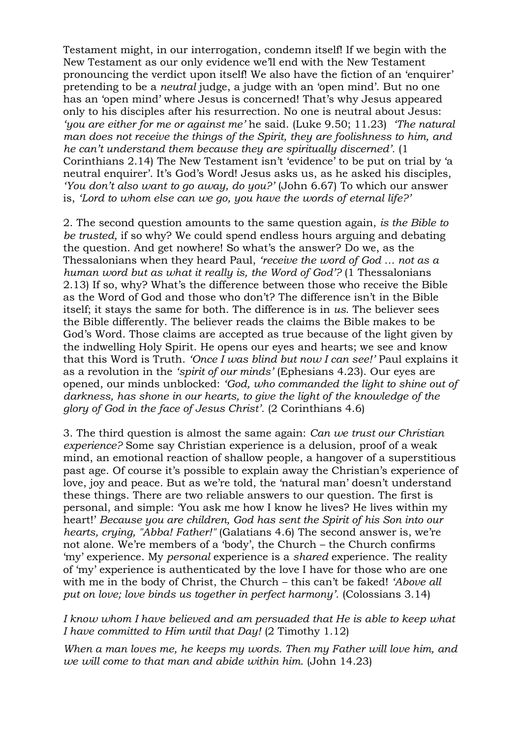Testament might, in our interrogation, condemn itself! If we begin with the New Testament as our only evidence we'll end with the New Testament pronouncing the verdict upon itself! We also have the fiction of an 'enquirer' pretending to be a *neutral* judge, a judge with an 'open mind'. But no one has an 'open mind' where Jesus is concerned! That's why Jesus appeared only to his disciples after his resurrection. No one is neutral about Jesus: *'you are either for me or against me'* he said. (Luke 9.50; 11.23) *'The natural man does not receive the things of the Spirit, they are foolishness to him, and he can't understand them because they are spiritually discerned'.* (1 Corinthians 2.14) The New Testament isn't 'evidence' to be put on trial by 'a neutral enquirer'. It's God's Word! Jesus asks us, as he asked his disciples, *'You don't also want to go away, do you?'* (John 6.67) To which our answer is, *'Lord to whom else can we go, you have the words of eternal life?'*

2. The second question amounts to the same question again, *is the Bible to be trusted,* if so why? We could spend endless hours arguing and debating the question. And get nowhere! So what's the answer? Do we, as the Thessalonians when they heard Paul, *'receive the word of God … not as a human word but as what it really is, the Word of God'?* (1 Thessalonians 2.13) If so, why? What's the difference between those who receive the Bible as the Word of God and those who don't? The difference isn't in the Bible itself; it stays the same for both. The difference is in *us*. The believer sees the Bible differently. The believer reads the claims the Bible makes to be God's Word. Those claims are accepted as true because of the light given by the indwelling Holy Spirit. He opens our eyes and hearts; we see and know that this Word is Truth. *'Once I was blind but now I can see!'* Paul explains it as a revolution in the *'spirit of our minds'* (Ephesians 4.23). Our eyes are opened, our minds unblocked: *'God, who commanded the light to shine out of darkness, has shone in our hearts, to give the light of the knowledge of the glory of God in the face of Jesus Christ'.* (2 Corinthians 4.6)

3. The third question is almost the same again: *Can we trust our Christian experience?* Some say Christian experience is a delusion, proof of a weak mind, an emotional reaction of shallow people, a hangover of a superstitious past age. Of course it's possible to explain away the Christian's experience of love, joy and peace. But as we're told, the 'natural man' doesn't understand these things. There are two reliable answers to our question. The first is personal, and simple: 'You ask me how I know he lives? He lives within my heart!' *Because you are children, God has sent the Spirit of his Son into our hearts, crying, "Abba! Father!"* (Galatians 4.6) The second answer is, we're not alone. We're members of a 'body', the Church – the Church confirms 'my' experience. My *personal* experience is a *shared* experience. The reality of 'my' experience is authenticated by the love I have for those who are one with me in the body of Christ, the Church – this can't be faked! *'Above all put on love; love binds us together in perfect harmony'.* (Colossians 3.14)

*I know whom I have believed and am persuaded that He is able to keep what I have committed to Him until that Day!* (2 Timothy 1.12)

*When a man loves me, he keeps my words. Then my Father will love him, and we will come to that man and abide within him.* (John 14.23)